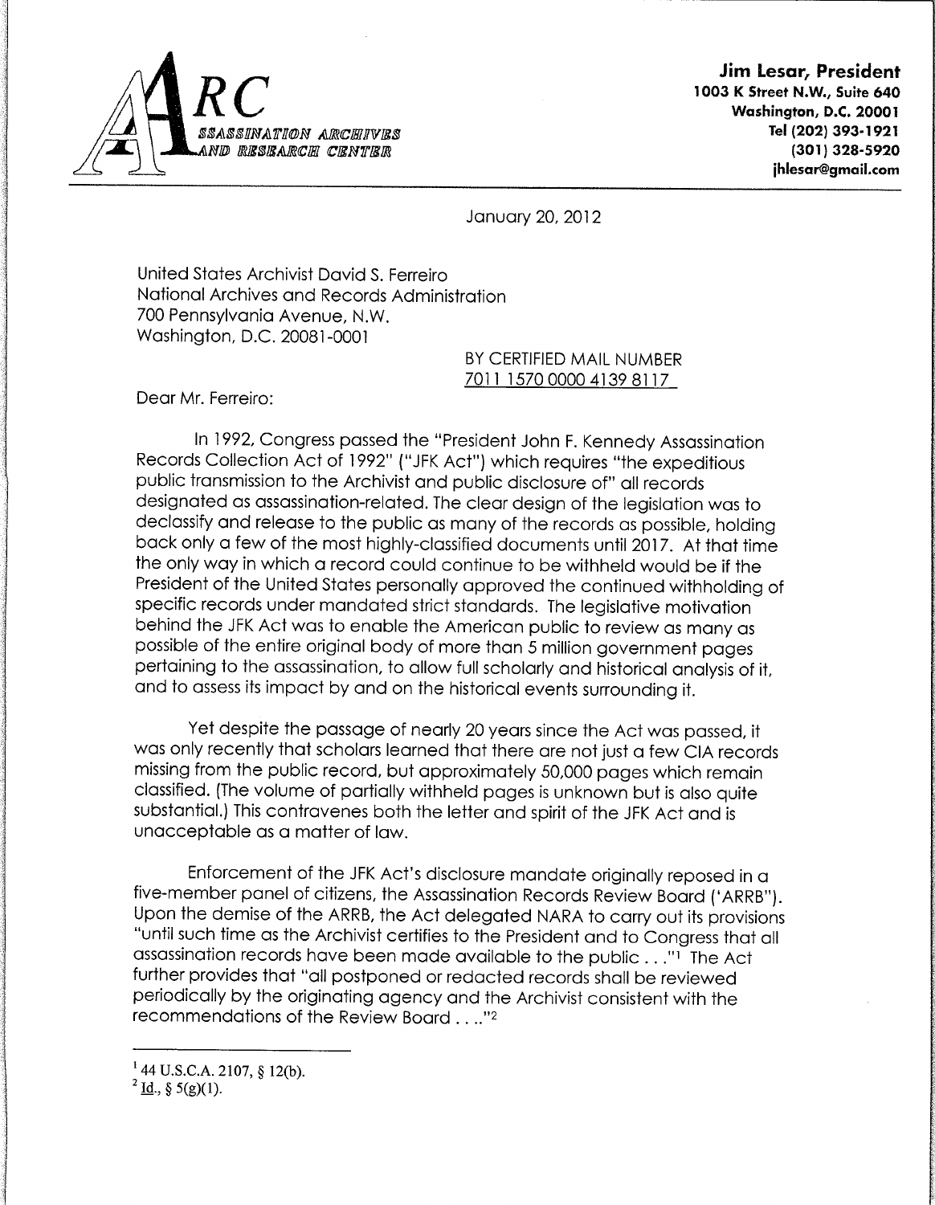**ARC**
ASSASSINATION ARCHIVES AND RESEARCH CENTER

**Jim Lesar, President**
**1003 K Street N.W., Suite 640**
**Washington, D.C. 20001**
**Tel (202) 393-1921**
**(301) 328-5920**
**jhlesar@gmail.com**

January 20, 2012

United States Archivist David S. Ferreiro
National Archives and Records Administration
700 Pennsylvania Avenue, N.W.
Washington, D.C. 20081-0001

BY CERTIFIED MAIL NUMBER
7011 1570 0000 4139 8117

Dear Mr. Ferreiro:

In 1992, Congress passed the "President John F. Kennedy Assassination Records Collection Act of 1992" ("JFK Act") which requires "the expeditious public transmission to the Archivist and public disclosure of" all records designated as assassination-related. The clear design of the legislation was to declassify and release to the public as many of the records as possible, holding back only a few of the most highly-classified documents until 2017. At that time the only way in which a record could continue to be withheld would be if the President of the United States personally approved the continued withholding of specific records under mandated strict standards. The legislative motivation behind the JFK Act was to enable the American public to review as many as possible of the entire original body of more than 5 million government pages pertaining to the assassination, to allow full scholarly and historical analysis of it, and to assess its impact by and on the historical events surrounding it.

Yet despite the passage of nearly 20 years since the Act was passed, it was only recently that scholars learned that there are not just a few CIA records missing from the public record, but approximately 50,000 pages which remain classified. (The volume of partially withheld pages is unknown but is also quite substantial.) This contravenes both the letter and spirit of the JFK Act and is unacceptable as a matter of law.

Enforcement of the JFK Act's disclosure mandate originally reposed in a five-member panel of citizens, the Assassination Records Review Board ('ARRB"). Upon the demise of the ARRB, the Act delegated NARA to carry out its provisions "until such time as the Archivist certifies to the President and to Congress that all assassination records have been made available to the public . . ."[1] The Act further provides that "all postponed or redacted records shall be reviewed periodically by the originating agency and the Archivist consistent with the recommendations of the Review Board . . .."[2]

---

[1] 44 U.S.C.A. 2107, § 12(b).

[2] Id., § 5(g)(1).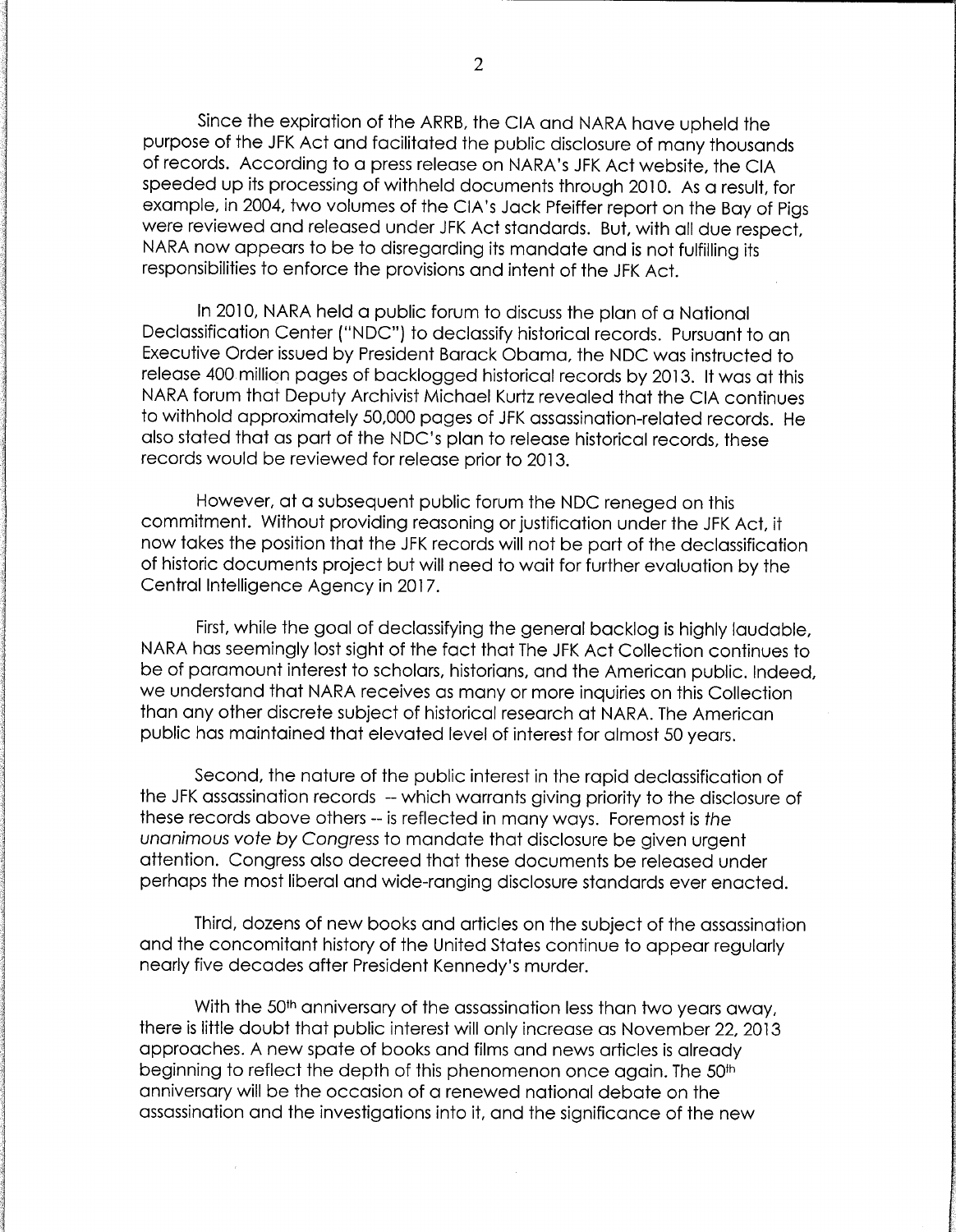Since the expiration of the ARRB, the CIA and NARA have upheld the purpose of the JFK Act and facilitated the public disclosure of many thousands of records. According to a press release on NARA's JFK Act website, the CIA speeded up its processing of withheld documents through 2010. As a result, for example, in 2004, two volumes of the CIA's Jack Pfeiffer report on the Bay of Pigs were reviewed and released under JFK Act standards. But, with all due respect, NARA now appears to be to disregarding its mandate and is not fulfilling its responsibilities to enforce the provisions and intent of the JFK Act.

In 2010, NARA held a public forum to discuss the plan of a National Declassification Center ("NDC") to declassify historical records. Pursuant to an Executive Order issued by President Barack Obama, the NDC was instructed to release 400 million pages of backlogged historical records by 2013. It was at this NARA forum that Deputy Archivist Michael Kurtz revealed that the CIA continues to withhold approximately 50,000 pages of JFK assassination-related records. He also stated that as part of the NDC's plan to release historical records, these records would be reviewed for release prior to 2013.

However, at a subsequent public forum the NDC reneged on this commitment. Without providing reasoning or justification under the JFK Act, it now takes the position that the JFK records will not be part of the declassification of historic documents project but will need to wait for further evaluation by the Central Intelligence Agency in 2017.

First, while the goal of declassifying the general backlog is highly laudable, NARA has seemingly lost sight of the fact that The JFK Act Collection continues to be of paramount interest to scholars, historians, and the American public. Indeed, we understand that NARA receives as many or more inquiries on this Collection than any other discrete subject of historical research at NARA. The American public has maintained that elevated level of interest for almost 50 years.

Second, the nature of the public interest in the rapid declassification of the JFK assassination records -- which warrants giving priority to the disclosure of these records above others -- is reflected in many ways. Foremost is *the unanimous vote by Congress* to mandate that disclosure be given urgent attention. Congress also decreed that these documents be released under perhaps the most liberal and wide-ranging disclosure standards ever enacted.

Third, dozens of new books and articles on the subject of the assassination and the concomitant history of the United States continue to appear regularly nearly five decades after President Kennedy's murder.

With the 50th anniversary of the assassination less than two years away, there is little doubt that public interest will only increase as November 22, 2013 approaches. A new spate of books and films and news articles is already beginning to reflect the depth of this phenomenon once again. The 50th anniversary will be the occasion of a renewed national debate on the assassination and the investigations into it, and the significance of the new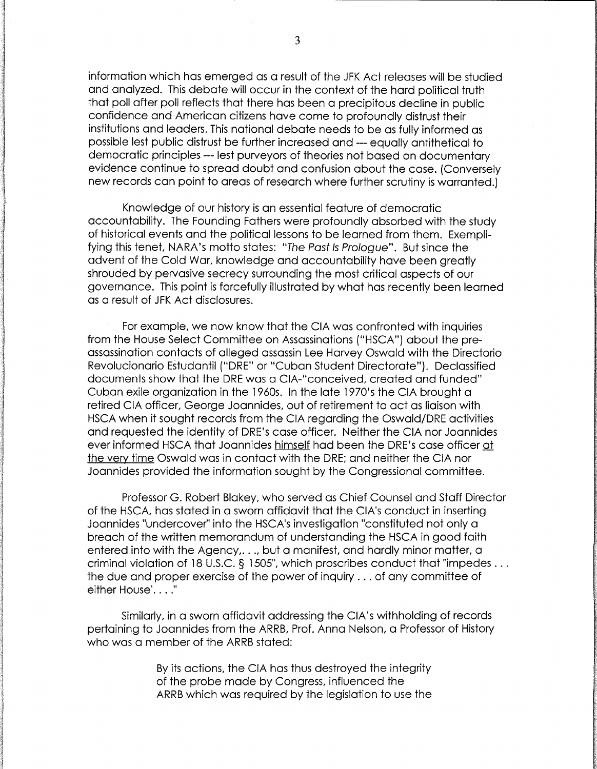information which has emerged as a result of the JFK Act releases will be studied and analyzed. This debate will occur in the context of the hard political truth that poll after poll reflects that there has been a precipitous decline in public confidence and American citizens have come to profoundly distrust their institutions and leaders. This national debate needs to be as fully informed as possible lest public distrust be further increased and --- equally antithetical to democratic principles --- lest purveyors of theories not based on documentary evidence continue to spread doubt and confusion about the case. (Conversely new records can point to areas of research where further scrutiny is warranted.)

Knowledge of our history is an essential feature of democratic accountability. The Founding Fathers were profoundly absorbed with the study of historical events and the political lessons to be learned from them. Exemplifying this tenet, NARA's motto states: "*The Past Is Prologue*". But since the advent of the Cold War, knowledge and accountability have been greatly shrouded by pervasive secrecy surrounding the most critical aspects of our governance. This point is forcefully illustrated by what has recently been learned as a result of JFK Act disclosures.

For example, we now know that the CIA was confronted with inquiries from the House Select Committee on Assassinations ("HSCA") about the pre-assassination contacts of alleged assassin Lee Harvey Oswald with the Directorio Revolucionario Estudantil ("DRE" or "Cuban Student Directorate"). Declassified documents show that the DRE was a CIA-"conceived, created and funded" Cuban exile organization in the 1960s. In the late 1970's the CIA brought a retired CIA officer, George Joannides, out of retirement to act as liaison with HSCA when it sought records from the CIA regarding the Oswald/DRE activities and requested the identity of DRE's case officer. Neither the CIA nor Joannides ever informed HSCA that Joannides <u>himself</u> had been the DRE's case officer <u>at the very time</u> Oswald was in contact with the DRE; and neither the CIA nor Joannides provided the information sought by the Congressional committee.

Professor G. Robert Blakey, who served as Chief Counsel and Staff Director of the HSCA, has stated in a sworn affidavit that the CIA's conduct in inserting Joannides "undercover" into the HSCA's investigation "constituted not only a breach of the written memorandum of understanding the HSCA in good faith entered into with the Agency,. . ., but a manifest, and hardly minor matter, a criminal violation of 18 U.S.C. § 1505", which proscribes conduct that "impedes . . . the due and proper exercise of the power of inquiry . . . of any committee of either House'. . . ."

Similarly, in a sworn affidavit addressing the CIA's withholding of records pertaining to Joannides from the ARRB, Prof. Anna Nelson, a Professor of History who was a member of the ARRB stated:

> By its actions, the CIA has thus destroyed the integrity of the probe made by Congress, influenced the ARRB which was required by the legislation to use the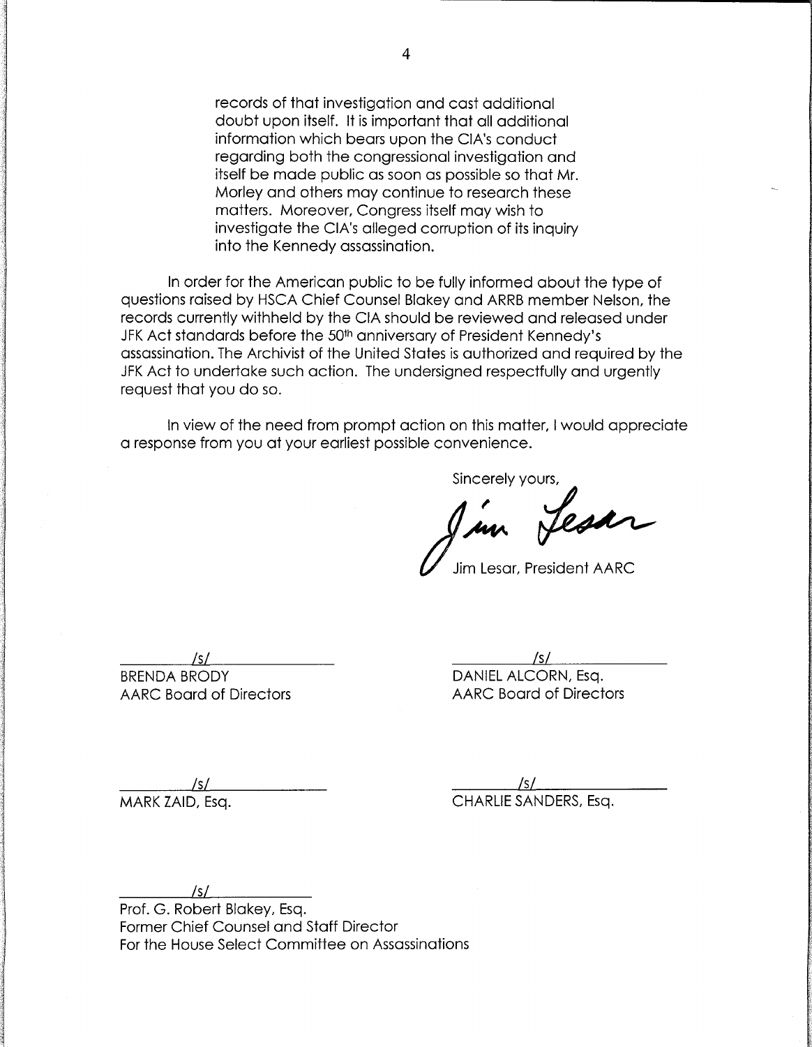> records of that investigation and cast additional doubt upon itself. It is important that all additional information which bears upon the CIA's conduct regarding both the congressional investigation and itself be made public as soon as possible so that Mr. Morley and others may continue to research these matters. Moreover, Congress itself may wish to investigate the CIA's alleged corruption of its inquiry into the Kennedy assassination.

In order for the American public to be fully informed about the type of questions raised by HSCA Chief Counsel Blakey and ARRB member Nelson, the records currently withheld by the CIA should be reviewed and released under JFK Act standards before the 50th anniversary of President Kennedy's assassination. The Archivist of the United States is authorized and required by the JFK Act to undertake such action. The undersigned respectfully and urgently request that you do so.

In view of the need from prompt action on this matter, I would appreciate a response from you at your earliest possible convenience.

Sincerely yours,

Jim Lesar

Jim Lesar, President AARC

/s/
BRENDA BRODY
AARC Board of Directors

/s/
DANIEL ALCORN, Esq.
AARC Board of Directors

/s/
MARK ZAID, Esq.

/s/
CHARLIE SANDERS, Esq.

/s/
Prof. G. Robert Blakey, Esq.
Former Chief Counsel and Staff Director
For the House Select Committee on Assassinations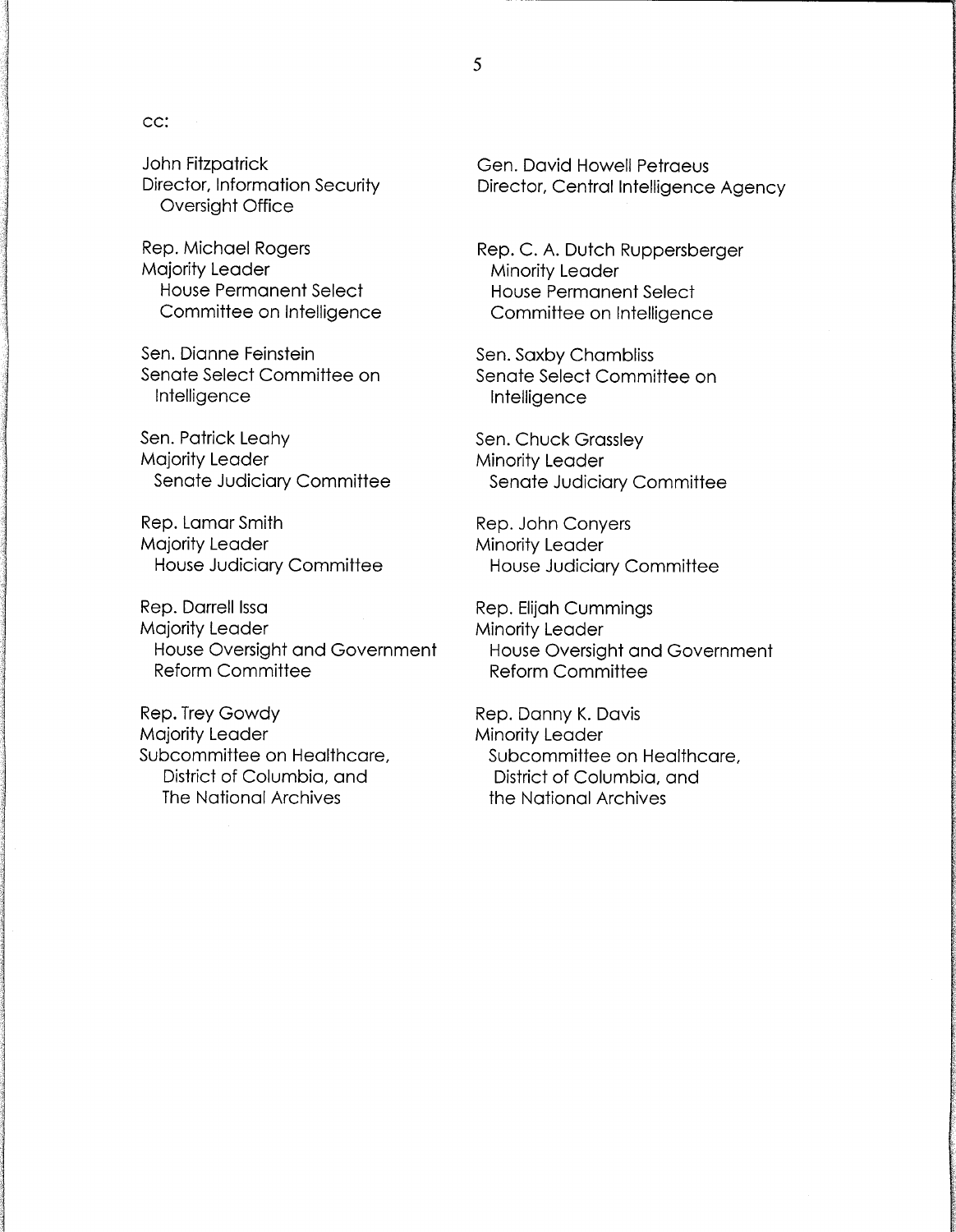cc:

John Fitzpatrick
Director, Information Security
Oversight Office

Gen. David Howell Petraeus
Director, Central Intelligence Agency

Rep. Michael Rogers
Majority Leader
House Permanent Select
Committee on Intelligence

Rep. C. A. Dutch Ruppersberger
Minority Leader
House Permanent Select
Committee on Intelligence

Sen. Dianne Feinstein
Senate Select Committee on
Intelligence

Sen. Saxby Chambliss
Senate Select Committee on
Intelligence

Sen. Patrick Leahy
Majority Leader
Senate Judiciary Committee

Sen. Chuck Grassley
Minority Leader
Senate Judiciary Committee

Rep. Lamar Smith
Majority Leader
House Judiciary Committee

Rep. John Conyers
Minority Leader
House Judiciary Committee

Rep. Darrell Issa
Majority Leader
House Oversight and Government
Reform Committee

Rep. Elijah Cummings
Minority Leader
House Oversight and Government
Reform Committee

Rep. Trey Gowdy
Majority Leader
Subcommittee on Healthcare,
District of Columbia, and
The National Archives

Rep. Danny K. Davis
Minority Leader
Subcommittee on Healthcare,
District of Columbia, and
the National Archives